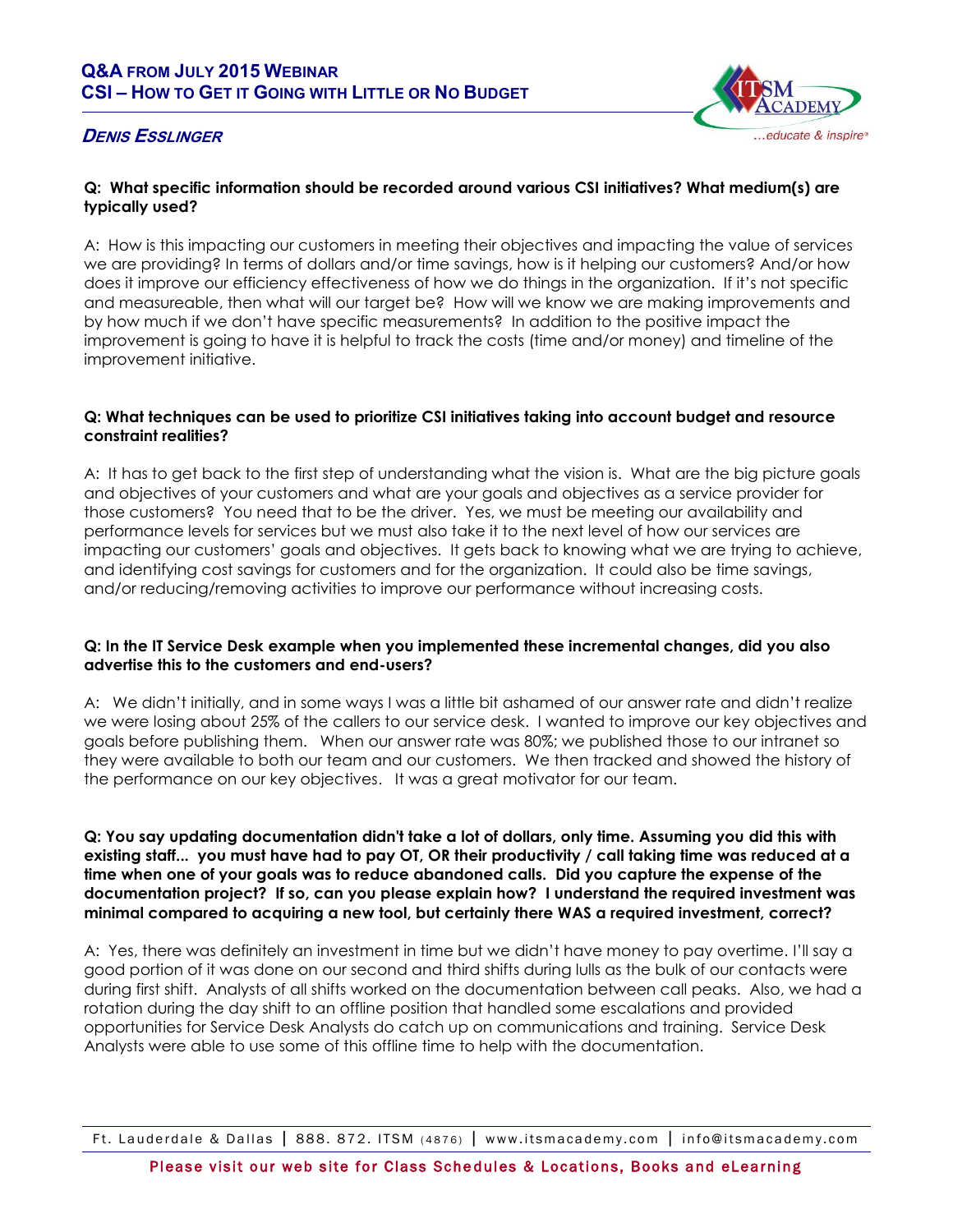# Q&A from July 2015 Webinar
# CSI – How to Get it Going with Little or No Budget

***Denis Esslinger***

**Q: What specific information should be recorded around various CSI initiatives? What medium(s) are typically used?**

A: How is this impacting our customers in meeting their objectives and impacting the value of services we are providing? In terms of dollars and/or time savings, how is it helping our customers? And/or how does it improve our efficiency effectiveness of how we do things in the organization. If it's not specific and measureable, then what will our target be? How will we know we are making improvements and by how much if we don't have specific measurements? In addition to the positive impact the improvement is going to have it is helpful to track the costs (time and/or money) and timeline of the improvement initiative.

**Q: What techniques can be used to prioritize CSI initiatives taking into account budget and resource constraint realities?**

A: It has to get back to the first step of understanding what the vision is. What are the big picture goals and objectives of your customers and what are your goals and objectives as a service provider for those customers? You need that to be the driver. Yes, we must be meeting our availability and performance levels for services but we must also take it to the next level of how our services are impacting our customers' goals and objectives. It gets back to knowing what we are trying to achieve, and identifying cost savings for customers and for the organization. It could also be time savings, and/or reducing/removing activities to improve our performance without increasing costs.

**Q: In the IT Service Desk example when you implemented these incremental changes, did you also advertise this to the customers and end-users?**

A: We didn't initially, and in some ways I was a little bit ashamed of our answer rate and didn't realize we were losing about 25% of the callers to our service desk. I wanted to improve our key objectives and goals before publishing them. When our answer rate was 80%; we published those to our intranet so they were available to both our team and our customers. We then tracked and showed the history of the performance on our key objectives. It was a great motivator for our team.

**Q: You say updating documentation didn't take a lot of dollars, only time. Assuming you did this with existing staff... you must have had to pay OT, OR their productivity / call taking time was reduced at a time when one of your goals was to reduce abandoned calls. Did you capture the expense of the documentation project? If so, can you please explain how? I understand the required investment was minimal compared to acquiring a new tool, but certainly there WAS a required investment, correct?**

A: Yes, there was definitely an investment in time but we didn't have money to pay overtime. I'll say a good portion of it was done on our second and third shifts during lulls as the bulk of our contacts were during first shift. Analysts of all shifts worked on the documentation between call peaks. Also, we had a rotation during the day shift to an offline position that handled some escalations and provided opportunities for Service Desk Analysts do catch up on communications and training. Service Desk Analysts were able to use some of this offline time to help with the documentation.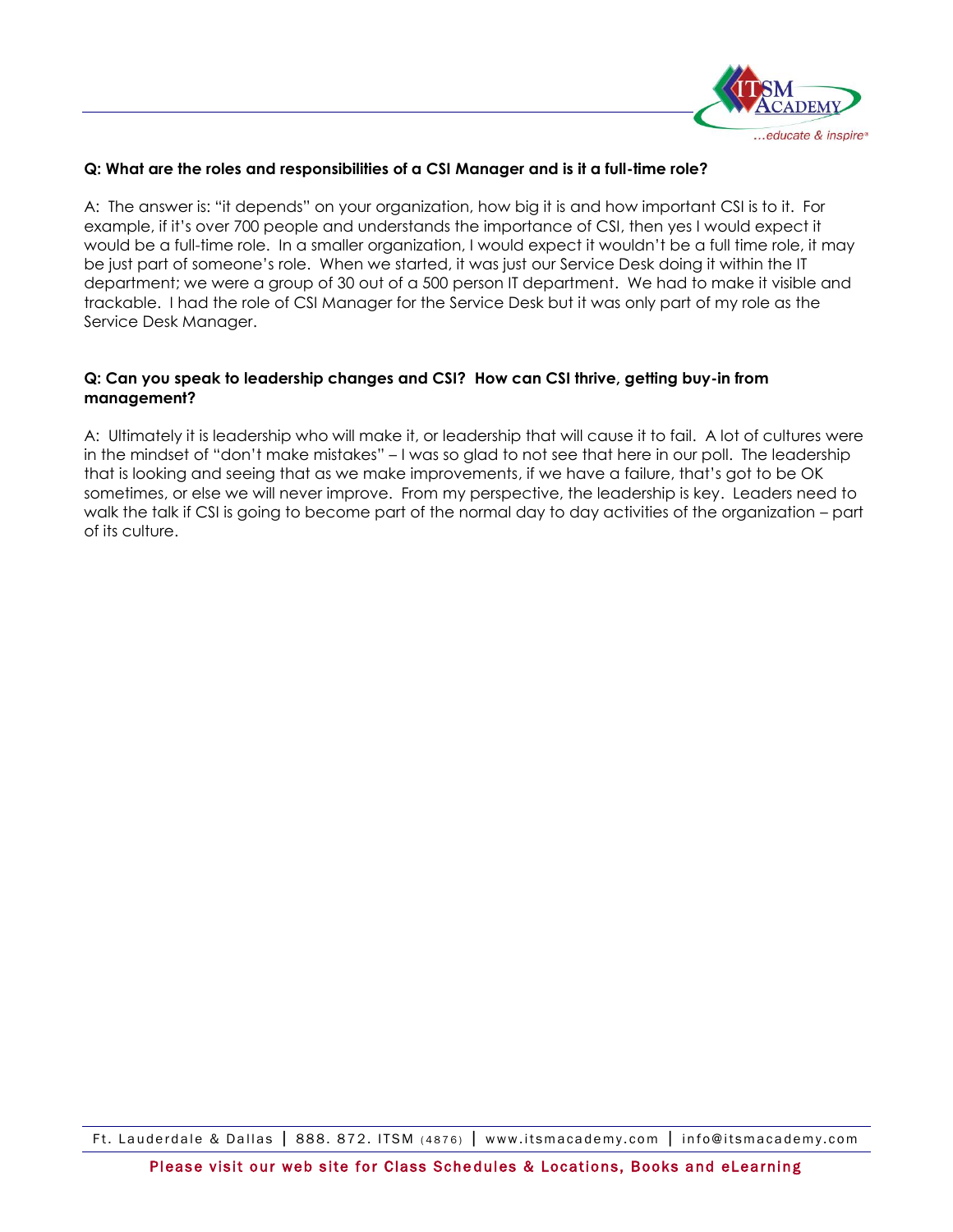**Q: What are the roles and responsibilities of a CSI Manager and is it a full-time role?**

A: The answer is: "it depends" on your organization, how big it is and how important CSI is to it. For example, if it's over 700 people and understands the importance of CSI, then yes I would expect it would be a full-time role. In a smaller organization, I would expect it wouldn't be a full time role, it may be just part of someone's role. When we started, it was just our Service Desk doing it within the IT department; we were a group of 30 out of a 500 person IT department. We had to make it visible and trackable. I had the role of CSI Manager for the Service Desk but it was only part of my role as the Service Desk Manager.

**Q: Can you speak to leadership changes and CSI? How can CSI thrive, getting buy-in from management?**

A: Ultimately it is leadership who will make it, or leadership that will cause it to fail. A lot of cultures were in the mindset of "don't make mistakes" – I was so glad to not see that here in our poll. The leadership that is looking and seeing that as we make improvements, if we have a failure, that's got to be OK sometimes, or else we will never improve. From my perspective, the leadership is key. Leaders need to walk the talk if CSI is going to become part of the normal day to day activities of the organization – part of its culture.